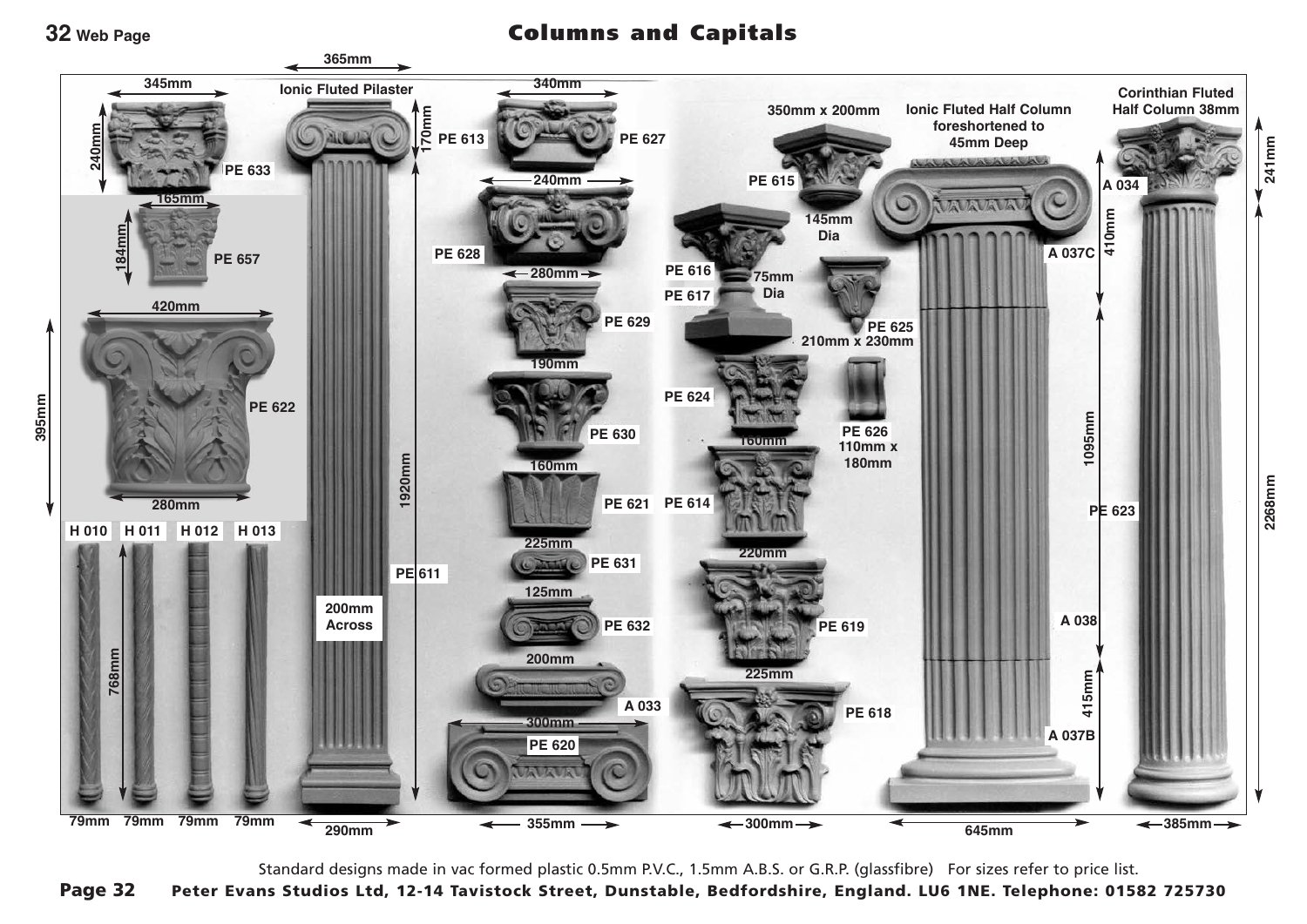# Columns and Capitals

345mm

240mm

PE 633

165mm

184mm

PE 657

420mm

395mm

PE 622

280mm

H 010 H 011 H 012 H 013

768mm

79mm 79mm 79mm 79mm

365mm

Ionic Fluted Pilaster

170mm

1920mm

200mm Across

PE 611

290mm

340mm

PE 613

PE 627

240mm

PE 628

280mm

PE 629

190mm

PE 630

160mm

PE 621

225mm

PE 631

125mm

PE 632

200mm

A 033

300mm

PE 620

355mm

350mm x 200mm

PE 615

PE 616

PE 617

75mm Dia

145mm Dia

PE 625

210mm x 230mm

PE 624

160mm

PE 626

110mm x 180mm

PE 614

220mm

PE 619

225mm

PE 618

300mm

Ionic Fluted Half Column foreshortened to 45mm Deep

A 037C

410mm

1095mm

PE 623

A 038

415mm

A 037B

645mm

Corinthian Fluted Half Column 38mm

A 034

241mm

2268mm

385mm

Standard designs made in vac formed plastic 0.5mm P.V.C., 1.5mm A.B.S. or G.R.P. (glassfibre) For sizes refer to price list.

Peter Evans Studios Ltd, 12-14 Tavistock Street, Dunstable, Bedfordshire, England. LU6 1NE. Telephone: 01582 725730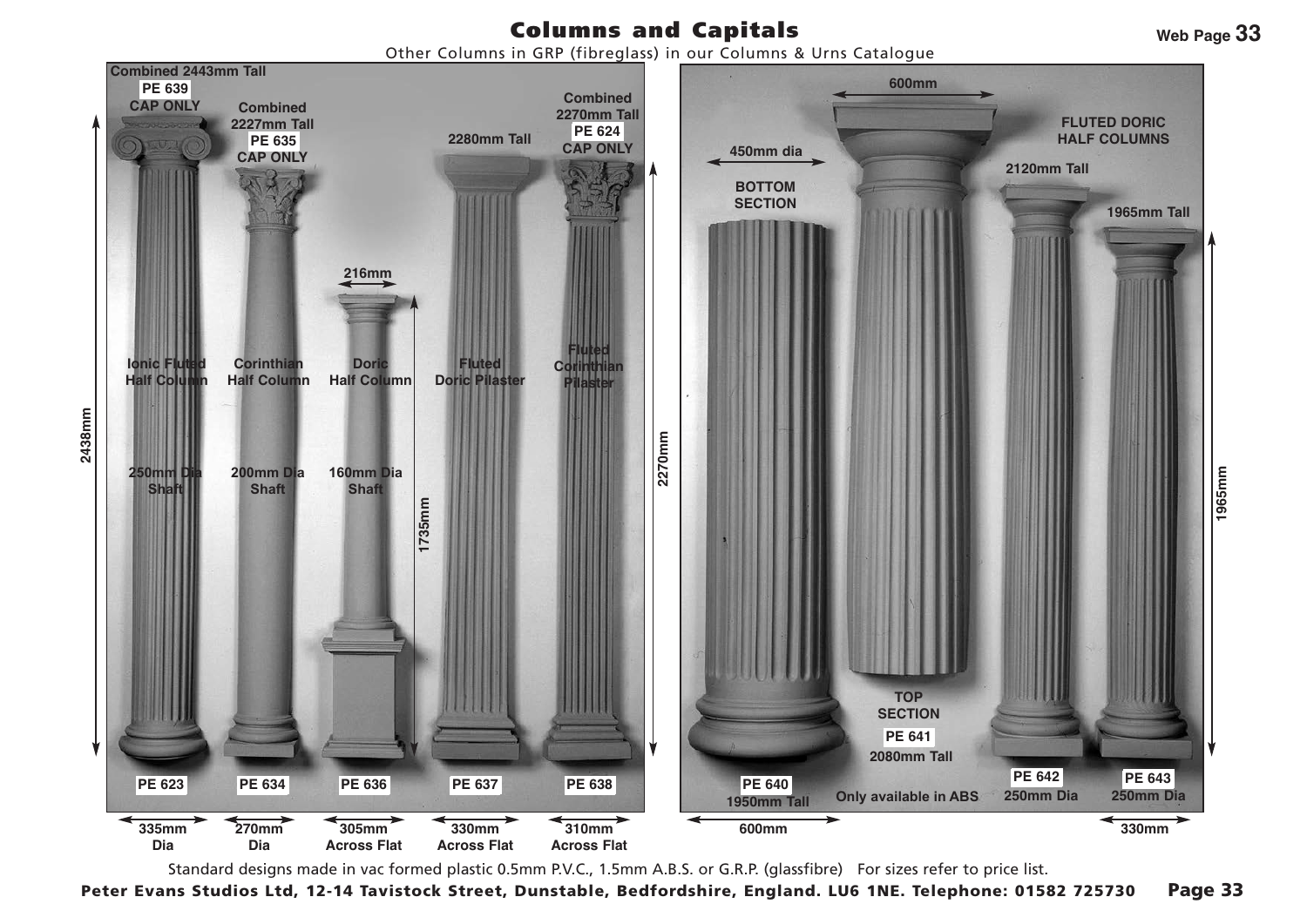# Columns and Capitals

Other Columns in GRP (fibreglass) in our Columns & Urns Catalogue

Combined 2443mm Tall
PE 639
CAP ONLY

Combined
2227mm Tall
PE 635
CAP ONLY

2280mm Tall

Combined
2270mm Tall
PE 624
CAP ONLY

216mm

Ionic Fluted Half Column

Corinthian Half Column

Doric Half Column

Fluted Doric Pilaster

Fluted Corinthian Pilaster

250mm Dia Shaft

200mm Dia Shaft

160mm Dia Shaft

2438mm

1735mm

2270mm

PE 623 — 335mm Dia

PE 634 — 270mm Dia

PE 636 — 305mm Across Flat

PE 637 — 330mm Across Flat

PE 638 — 310mm Across Flat

600mm

450mm dia

BOTTOM SECTION

FLUTED DORIC HALF COLUMNS

2120mm Tall

1965mm Tall

1965mm

TOP SECTION

PE 641
2080mm Tall
Only available in ABS

PE 640
1950mm Tall

600mm

PE 642
250mm Dia

PE 643
250mm Dia

330mm

Standard designs made in vac formed plastic 0.5mm P.V.C., 1.5mm A.B.S. or G.R.P. (glassfibre) For sizes refer to price list.

**Peter Evans Studios Ltd, 12-14 Tavistock Street, Dunstable, Bedfordshire, England. LU6 1NE. Telephone: 01582 725730**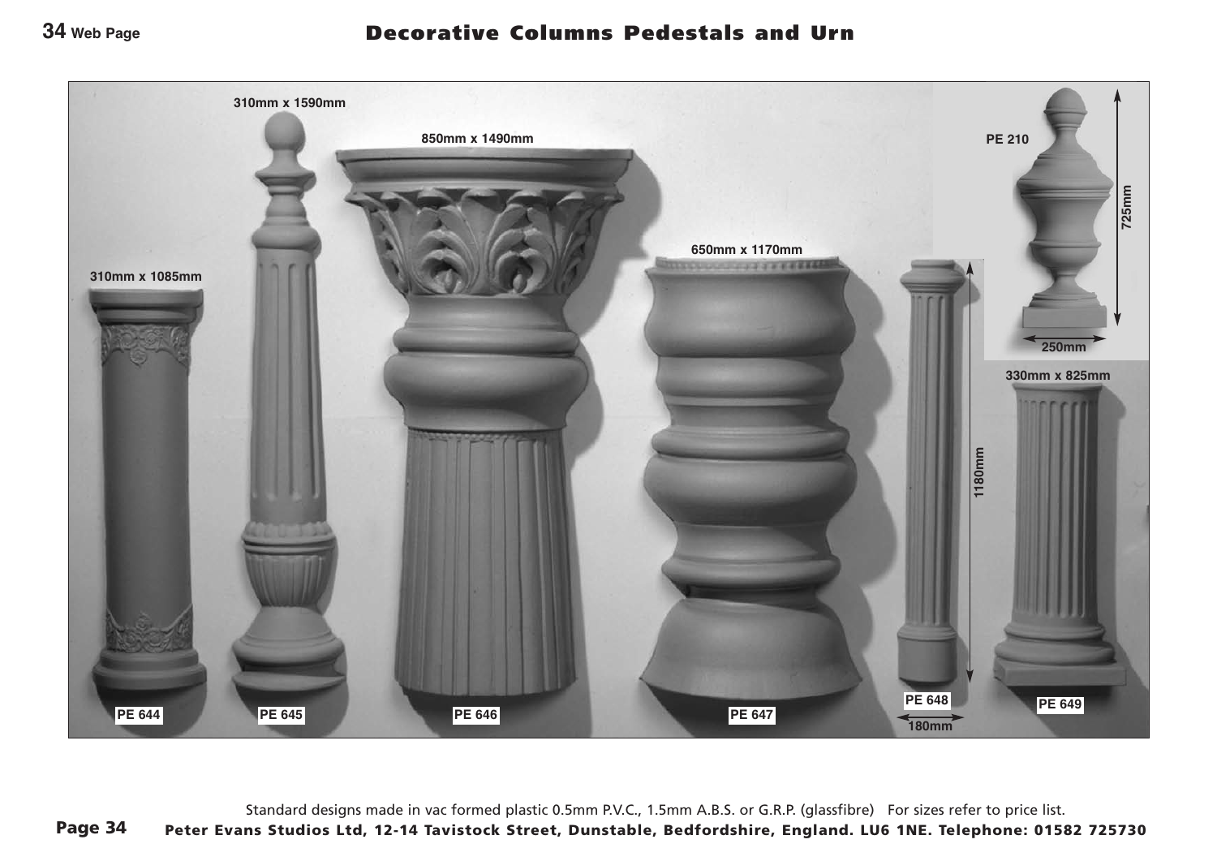# Decorative Columns Pedestals and Urn

310mm x 1085mm

PE 644

310mm x 1590mm

PE 645

850mm x 1490mm

PE 646

650mm x 1170mm

PE 647

1180mm

180mm

PE 648

PE 210

725mm

250mm

330mm x 825mm

PE 649

Standard designs made in vac formed plastic 0.5mm P.V.C., 1.5mm A.B.S. or G.R.P. (glassfibre) For sizes refer to price list.

**Peter Evans Studios Ltd, 12-14 Tavistock Street, Dunstable, Bedfordshire, England. LU6 1NE. Telephone: 01582 725730**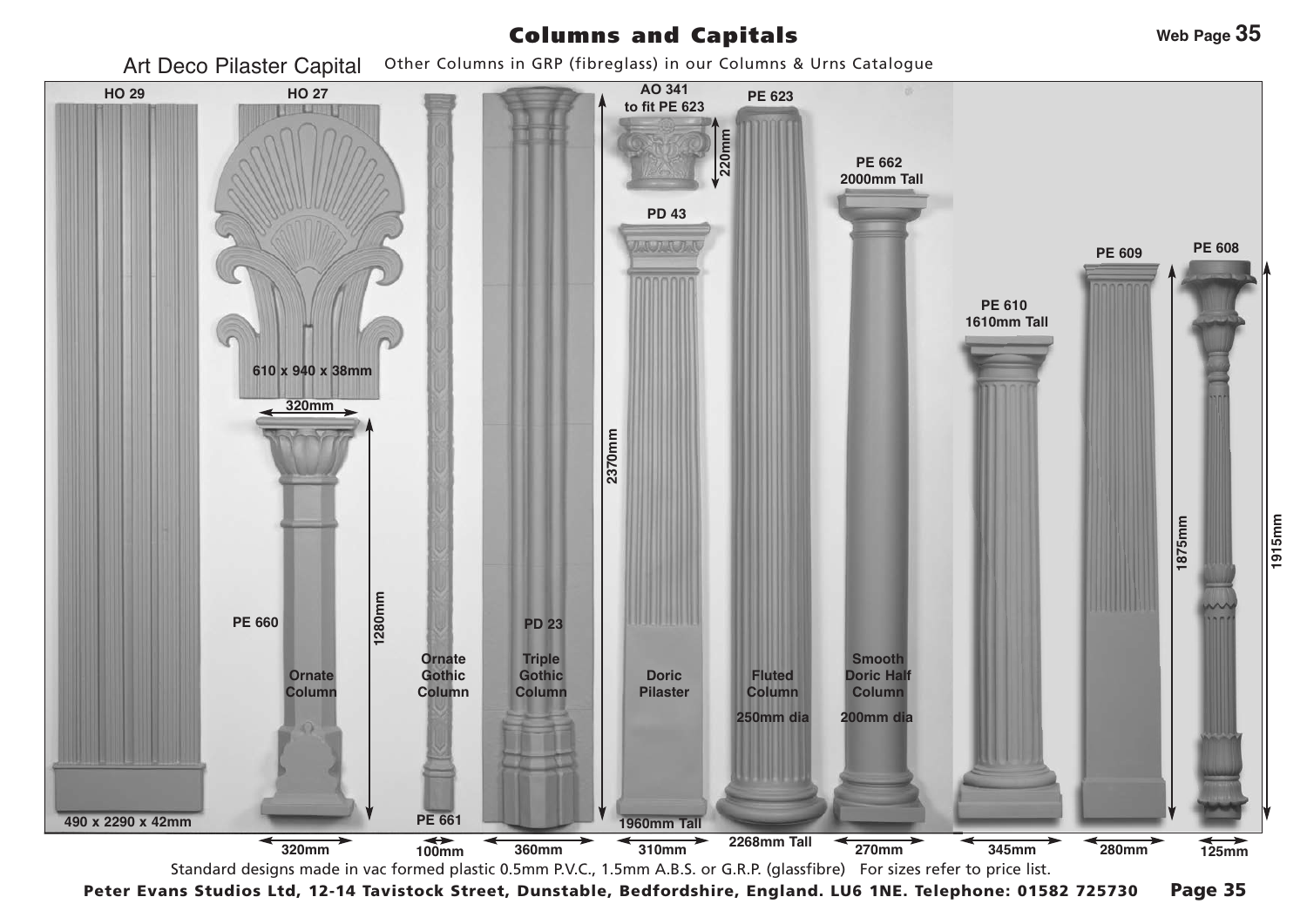# Columns and Capitals

Web Page 35

Art Deco Pilaster Capital    Other Columns in GRP (fibreglass) in our Columns & Urns Catalogue

HO 29

490 x 2290 x 42mm

HO 27

610 x 940 x 38mm

320mm

PE 660

Ornate Column

1280mm

320mm

Ornate Gothic Column

PE 661

100mm

PD 23

Triple Gothic Column

2370mm

360mm

AO 341 to fit PE 623

220mm

PD 43

Doric Pilaster

1960mm Tall

310mm

PE 623

Fluted Column

250mm dia

2268mm Tall

PE 662 2000mm Tall

Smooth Doric Half Column

200mm dia

270mm

PE 610 1610mm Tall

345mm

PE 609

1875mm

280mm

PE 608

1915mm

125mm

Standard designs made in vac formed plastic 0.5mm P.V.C., 1.5mm A.B.S. or G.R.P. (glassfibre)   For sizes refer to price list.

**Peter Evans Studios Ltd, 12-14 Tavistock Street, Dunstable, Bedfordshire, England. LU6 1NE. Telephone: 01582 725730**